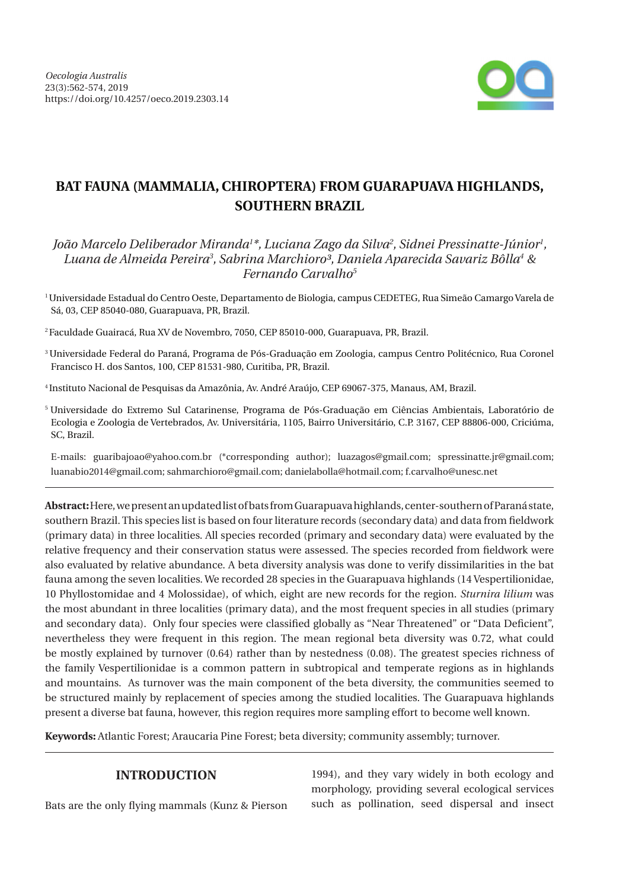# BAT FAUNA (MAMMALIA, CHIROPTERA) FROM GUARAPUAVA HIGHLANDS, SOUTHERN BRAZIL

*João Marcelo Deliberador Miranda[1]\*, Luciana Zago da Silva[2], Sidnei Pressinatte-Júnior[1], Luana de Almeida Pereira[3], Sabrina Marchioro[3], Daniela Aparecida Savariz Bôlla[4] & Fernando Carvalho[5]*

[1] Universidade Estadual do Centro Oeste, Departamento de Biologia, campus CEDETEG, Rua Simeão Camargo Varela de Sá, 03, CEP 85040-080, Guarapuava, PR, Brazil.

[2] Faculdade Guairacá, Rua XV de Novembro, 7050, CEP 85010-000, Guarapuava, PR, Brazil.

[3] Universidade Federal do Paraná, Programa de Pós-Graduação em Zoologia, campus Centro Politécnico, Rua Coronel Francisco H. dos Santos, 100, CEP 81531-980, Curitiba, PR, Brazil.

[4] Instituto Nacional de Pesquisas da Amazônia, Av. André Araújo, CEP 69067-375, Manaus, AM, Brazil.

[5] Universidade do Extremo Sul Catarinense, Programa de Pós-Graduação em Ciências Ambientais, Laboratório de Ecologia e Zoologia de Vertebrados, Av. Universitária, 1105, Bairro Universitário, C.P. 3167, CEP 88806-000, Criciúma, SC, Brazil.

E-mails: guaribajoao@yahoo.com.br (*corresponding author); luazagos@gmail.com; spressinatte.jr@gmail.com; luanabio2014@gmail.com; sahmarchioro@gmail.com; danielabolla@hotmail.com; f.carvalho@unesc.net

---

**Abstract:** Here, we present an updated list of bats from Guarapuava highlands, center-southern of Paraná state, southern Brazil. This species list is based on four literature records (secondary data) and data from fieldwork (primary data) in three localities. All species recorded (primary and secondary data) were evaluated by the relative frequency and their conservation status were assessed. The species recorded from fieldwork were also evaluated by relative abundance. A beta diversity analysis was done to verify dissimilarities in the bat fauna among the seven localities. We recorded 28 species in the Guarapuava highlands (14 Vespertilionidae, 10 Phyllostomidae and 4 Molossidae), of which, eight are new records for the region. *Sturnira lilium* was the most abundant in three localities (primary data), and the most frequent species in all studies (primary and secondary data). Only four species were classified globally as "Near Threatened" or "Data Deficient", nevertheless they were frequent in this region. The mean regional beta diversity was 0.72, what could be mostly explained by turnover (0.64) rather than by nestedness (0.08). The greatest species richness of the family Vespertilionidae is a common pattern in subtropical and temperate regions as in highlands and mountains. As turnover was the main component of the beta diversity, the communities seemed to be structured mainly by replacement of species among the studied localities. The Guarapuava highlands present a diverse bat fauna, however, this region requires more sampling effort to become well known.

**Keywords:** Atlantic Forest; Araucaria Pine Forest; beta diversity; community assembly; turnover.

---

## INTRODUCTION

Bats are the only flying mammals (Kunz & Pierson 1994), and they vary widely in both ecology and morphology, providing several ecological services such as pollination, seed dispersal and insect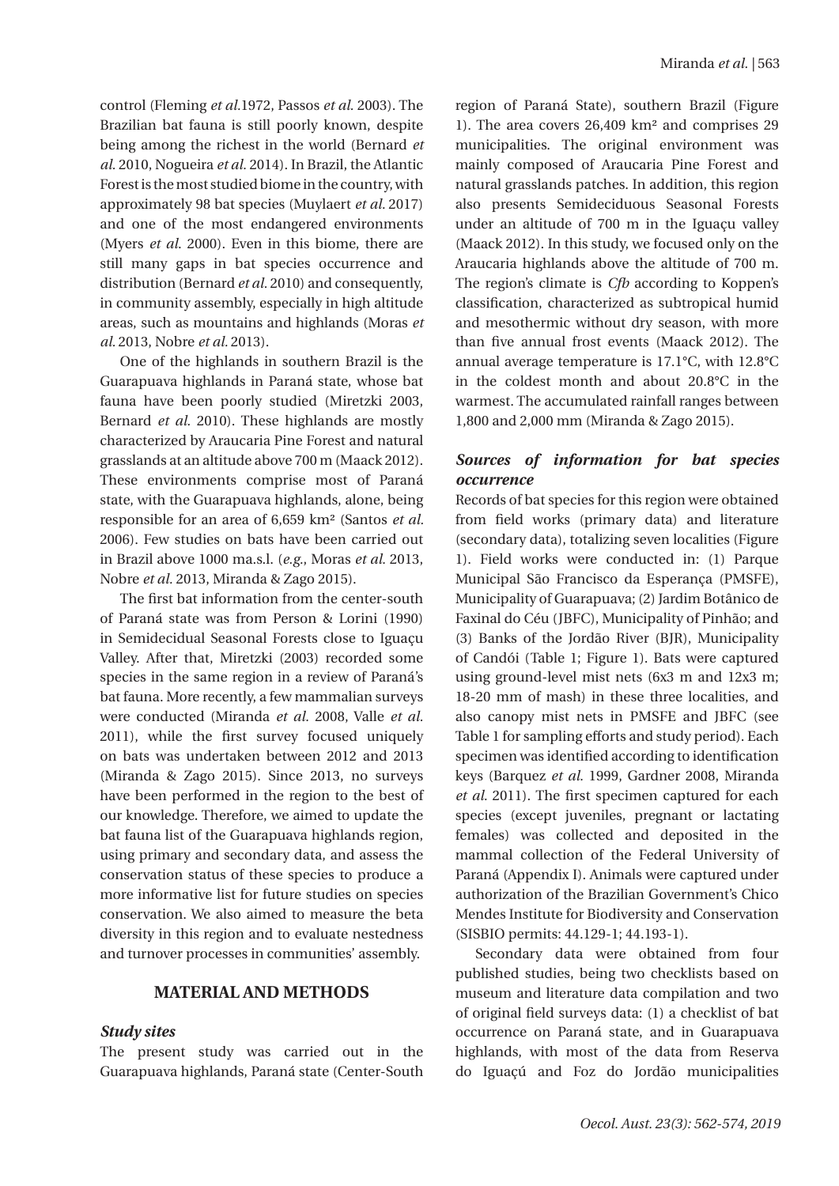control (Fleming *et al.*1972, Passos *et al.* 2003). The Brazilian bat fauna is still poorly known, despite being among the richest in the world (Bernard *et al.* 2010, Nogueira *et al.* 2014). In Brazil, the Atlantic Forest is the most studied biome in the country, with approximately 98 bat species (Muylaert *et al.* 2017) and one of the most endangered environments (Myers *et al.* 2000). Even in this biome, there are still many gaps in bat species occurrence and distribution (Bernard *et al.* 2010) and consequently, in community assembly, especially in high altitude areas, such as mountains and highlands (Moras *et al.* 2013, Nobre *et al.* 2013).

One of the highlands in southern Brazil is the Guarapuava highlands in Paraná state, whose bat fauna have been poorly studied (Miretzki 2003, Bernard *et al.* 2010). These highlands are mostly characterized by Araucaria Pine Forest and natural grasslands at an altitude above 700 m (Maack 2012). These environments comprise most of Paraná state, with the Guarapuava highlands, alone, being responsible for an area of 6,659 km² (Santos *et al.* 2006). Few studies on bats have been carried out in Brazil above 1000 ma.s.l. (*e.g.*, Moras *et al.* 2013, Nobre *et al.* 2013, Miranda & Zago 2015).

The first bat information from the center-south of Paraná state was from Person & Lorini (1990) in Semidecidual Seasonal Forests close to Iguaçu Valley. After that, Miretzki (2003) recorded some species in the same region in a review of Paraná's bat fauna. More recently, a few mammalian surveys were conducted (Miranda *et al.* 2008, Valle *et al.* 2011), while the first survey focused uniquely on bats was undertaken between 2012 and 2013 (Miranda & Zago 2015). Since 2013, no surveys have been performed in the region to the best of our knowledge. Therefore, we aimed to update the bat fauna list of the Guarapuava highlands region, using primary and secondary data, and assess the conservation status of these species to produce a more informative list for future studies on species conservation. We also aimed to measure the beta diversity in this region and to evaluate nestedness and turnover processes in communities' assembly.

## MATERIAL AND METHODS

### *Study sites*

The present study was carried out in the Guarapuava highlands, Paraná state (Center-South region of Paraná State), southern Brazil (Figure 1). The area covers 26,409 km² and comprises 29 municipalities. The original environment was mainly composed of Araucaria Pine Forest and natural grasslands patches. In addition, this region also presents Semideciduous Seasonal Forests under an altitude of 700 m in the Iguaçu valley (Maack 2012). In this study, we focused only on the Araucaria highlands above the altitude of 700 m. The region's climate is *Cfb* according to Koppen's classification, characterized as subtropical humid and mesothermic without dry season, with more than five annual frost events (Maack 2012). The annual average temperature is 17.1°C, with 12.8°C in the coldest month and about 20.8°C in the warmest. The accumulated rainfall ranges between 1,800 and 2,000 mm (Miranda & Zago 2015).

### *Sources of information for bat species occurrence*

Records of bat species for this region were obtained from field works (primary data) and literature (secondary data), totalizing seven localities (Figure 1). Field works were conducted in: (1) Parque Municipal São Francisco da Esperança (PMSFE), Municipality of Guarapuava; (2) Jardim Botânico de Faxinal do Céu (JBFC), Municipality of Pinhão; and (3) Banks of the Jordão River (BJR), Municipality of Candói (Table 1; Figure 1). Bats were captured using ground-level mist nets (6x3 m and 12x3 m; 18-20 mm of mash) in these three localities, and also canopy mist nets in PMSFE and JBFC (see Table 1 for sampling efforts and study period). Each specimen was identified according to identification keys (Barquez *et al.* 1999, Gardner 2008, Miranda *et al.* 2011). The first specimen captured for each species (except juveniles, pregnant or lactating females) was collected and deposited in the mammal collection of the Federal University of Paraná (Appendix I). Animals were captured under authorization of the Brazilian Government's Chico Mendes Institute for Biodiversity and Conservation (SISBIO permits: 44.129-1; 44.193-1).

Secondary data were obtained from four published studies, being two checklists based on museum and literature data compilation and two of original field surveys data: (1) a checklist of bat occurrence on Paraná state, and in Guarapuava highlands, with most of the data from Reserva do Iguaçú and Foz do Jordão municipalities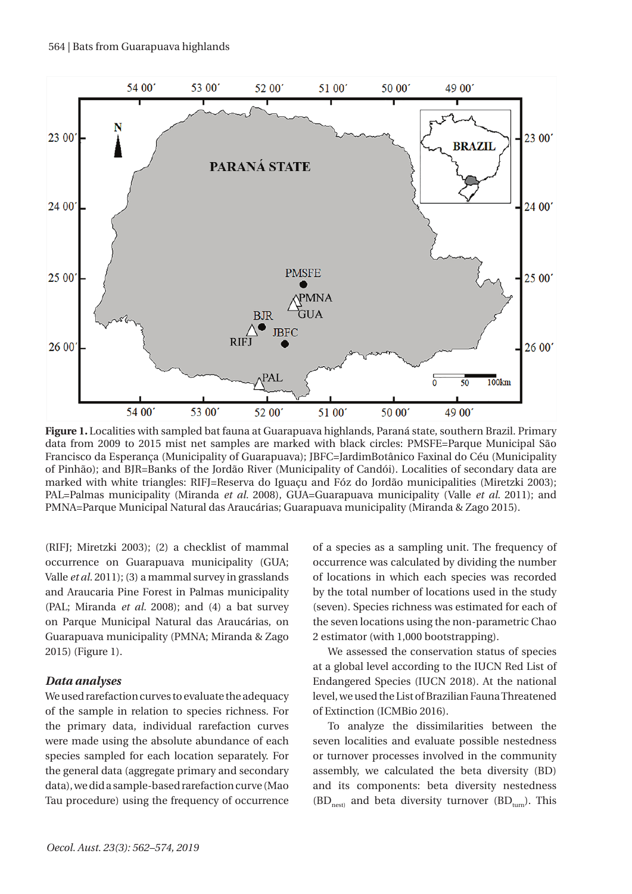**Figure 1.** Localities with sampled bat fauna at Guarapuava highlands, Paraná state, southern Brazil. Primary data from 2009 to 2015 mist net samples are marked with black circles: PMSFE=Parque Municipal São Francisco da Esperança (Municipality of Guarapuava); JBFC=JardimBotânico Faxinal do Céu (Municipality of Pinhão); and BJR=Banks of the Jordão River (Municipality of Candói). Localities of secondary data are marked with white triangles: RIFJ=Reserva do Iguaçu and Fóz do Jordão municipalities (Miretzki 2003); PAL=Palmas municipality (Miranda *et al.* 2008), GUA=Guarapuava municipality (Valle *et al.* 2011); and PMNA=Parque Municipal Natural das Araucárias; Guarapuava municipality (Miranda & Zago 2015).

(RIFJ; Miretzki 2003); (2) a checklist of mammal occurrence on Guarapuava municipality (GUA; Valle *et al.* 2011); (3) a mammal survey in grasslands and Araucaria Pine Forest in Palmas municipality (PAL; Miranda *et al.* 2008); and (4) a bat survey on Parque Municipal Natural das Araucárias, on Guarapuava municipality (PMNA; Miranda & Zago 2015) (Figure 1).

### *Data analyses*

We used rarefaction curves to evaluate the adequacy of the sample in relation to species richness. For the primary data, individual rarefaction curves were made using the absolute abundance of each species sampled for each location separately. For the general data (aggregate primary and secondary data), we did a sample-based rarefaction curve (Mao Tau procedure) using the frequency of occurrence of a species as a sampling unit. The frequency of occurrence was calculated by dividing the number of locations in which each species was recorded by the total number of locations used in the study (seven). Species richness was estimated for each of the seven locations using the non-parametric Chao 2 estimator (with 1,000 bootstrapping).

We assessed the conservation status of species at a global level according to the IUCN Red List of Endangered Species (IUCN 2018). At the national level, we used the List of Brazilian Fauna Threatened of Extinction (ICMBio 2016).

To analyze the dissimilarities between the seven localities and evaluate possible nestedness or turnover processes involved in the community assembly, we calculated the beta diversity (BD) and its components: beta diversity nestedness ($BD_{nest}$) and beta diversity turnover ($BD_{turn}$). This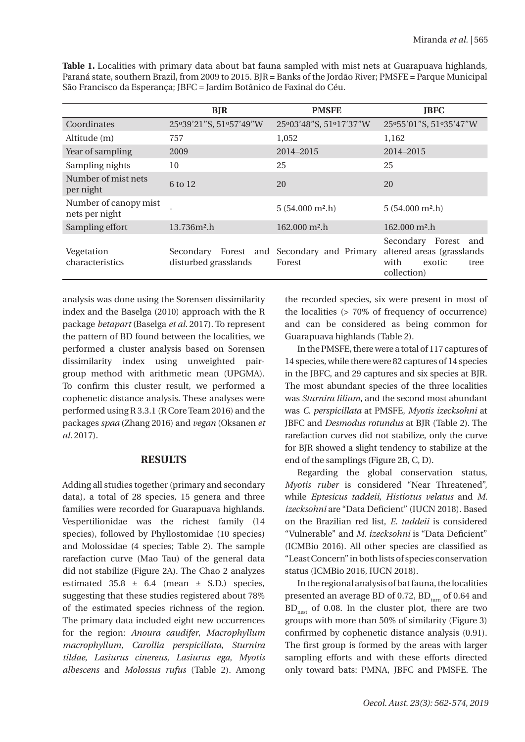**Table 1.** Localities with primary data about bat fauna sampled with mist nets at Guarapuava highlands, Paraná state, southern Brazil, from 2009 to 2015. BJR = Banks of the Jordão River; PMSFE = Parque Municipal São Francisco da Esperança; JBFC = Jardim Botânico de Faxinal do Céu.

| | BJR | PMSFE | JBFC |
|---|---|---|---|
| Coordinates | 25º39'21"S, 51º57'49"W | 25º03'48"S, 51º17'37"W | 25º55'01"S, 51º35'47"W |
| Altitude (m) | 757 | 1,052 | 1,162 |
| Year of sampling | 2009 | 2014–2015 | 2014–2015 |
| Sampling nights | 10 | 25 | 25 |
| Number of mist nets per night | 6 to 12 | 20 | 20 |
| Number of canopy mist nets per night | - | 5 (54.000 m².h) | 5 (54.000 m².h) |
| Sampling effort | 13.736m².h | 162.000 m².h | 162.000 m².h |
| Vegetation characteristics | Secondary Forest and disturbed grasslands | Secondary and Primary Forest | Secondary Forest and altered areas (grasslands with exotic tree collection) |

analysis was done using the Sorensen dissimilarity index and the Baselga (2010) approach with the R package *betapart* (Baselga *et al.* 2017). To represent the pattern of BD found between the localities, we performed a cluster analysis based on Sorensen dissimilarity index using unweighted pair-group method with arithmetic mean (UPGMA). To confirm this cluster result, we performed a cophenetic distance analysis. These analyses were performed using R 3.3.1 (R Core Team 2016) and the packages *spaa* (Zhang 2016) and *vegan* (Oksanen *et al.* 2017).

## RESULTS

Adding all studies together (primary and secondary data), a total of 28 species, 15 genera and three families were recorded for Guarapuava highlands. Vespertilionidae was the richest family (14 species), followed by Phyllostomidae (10 species) and Molossidae (4 species; Table 2). The sample rarefaction curve (Mao Tau) of the general data did not stabilize (Figure 2A). The Chao 2 analyzes estimated 35.8 ± 6.4 (mean ± S.D.) species, suggesting that these studies registered about 78% of the estimated species richness of the region. The primary data included eight new occurrences for the region: *Anoura caudifer*, *Macrophyllum macrophyllum*, *Carollia perspicillata*, *Sturnira tildae*, *Lasiurus cinereus*, *Lasiurus ega*, *Myotis albescens* and *Molossus rufus* (Table 2). Among the recorded species, six were present in most of the localities (> 70% of frequency of occurrence) and can be considered as being common for Guarapuava highlands (Table 2).

In the PMSFE, there were a total of 117 captures of 14 species, while there were 82 captures of 14 species in the JBFC, and 29 captures and six species at BJR. The most abundant species of the three localities was *Sturnira lilium*, and the second most abundant was *C. perspicillata* at PMSFE, *Myotis izecksohni* at JBFC and *Desmodus rotundus* at BJR (Table 2). The rarefaction curves did not stabilize, only the curve for BJR showed a slight tendency to stabilize at the end of the samplings (Figure 2B, C, D).

Regarding the global conservation status, *Myotis ruber* is considered "Near Threatened", while *Eptesicus taddeii*, *Histiotus velatus* and *M. izecksohni* are "Data Deficient" (IUCN 2018). Based on the Brazilian red list, *E. taddeii* is considered "Vulnerable" and *M. izecksohni* is "Data Deficient" (ICMBio 2016). All other species are classified as "Least Concern" in both lists of species conservation status (ICMBio 2016, IUCN 2018).

In the regional analysis of bat fauna, the localities presented an average BD of 0.72, $BD_{turn}$ of 0.64 and $BD_{nest}$ of 0.08. In the cluster plot, there are two groups with more than 50% of similarity (Figure 3) confirmed by cophenetic distance analysis (0.91). The first group is formed by the areas with larger sampling efforts and with these efforts directed only toward bats: PMNA, JBFC and PMSFE. The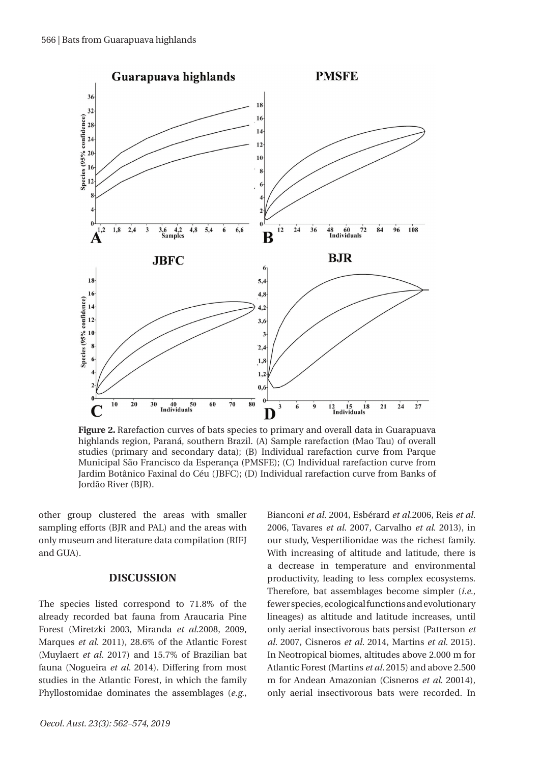**Figure 2.** Rarefaction curves of bats species to primary and overall data in Guarapuava highlands region, Paraná, southern Brazil. (A) Sample rarefaction (Mao Tau) of overall studies (primary and secondary data); (B) Individual rarefaction curve from Parque Municipal São Francisco da Esperança (PMSFE); (C) Individual rarefaction curve from Jardim Botânico Faxinal do Céu (JBFC); (D) Individual rarefaction curve from Banks of Jordão River (BJR).

other group clustered the areas with smaller sampling efforts (BJR and PAL) and the areas with only museum and literature data compilation (RIFJ and GUA).

## DISCUSSION

The species listed correspond to 71.8% of the already recorded bat fauna from Araucaria Pine Forest (Miretzki 2003, Miranda *et al.*2008, 2009, Marques *et al.* 2011), 28.6% of the Atlantic Forest (Muylaert *et al.* 2017) and 15.7% of Brazilian bat fauna (Nogueira *et al.* 2014). Differing from most studies in the Atlantic Forest, in which the family Phyllostomidae dominates the assemblages (*e.g.*, Bianconi *et al.* 2004, Esbérard *et al.*2006, Reis *et al.* 2006, Tavares *et al.* 2007, Carvalho *et al.* 2013), in our study, Vespertilionidae was the richest family. With increasing of altitude and latitude, there is a decrease in temperature and environmental productivity, leading to less complex ecosystems. Therefore, bat assemblages become simpler (*i.e.*, fewer species, ecological functions and evolutionary lineages) as altitude and latitude increases, until only aerial insectivorous bats persist (Patterson *et al.* 2007, Cisneros *et al.* 2014, Martins *et al.* 2015). In Neotropical biomes, altitudes above 2.000 m for Atlantic Forest (Martins *et al.* 2015) and above 2.500 m for Andean Amazonian (Cisneros *et al.* 20014), only aerial insectivorous bats were recorded. In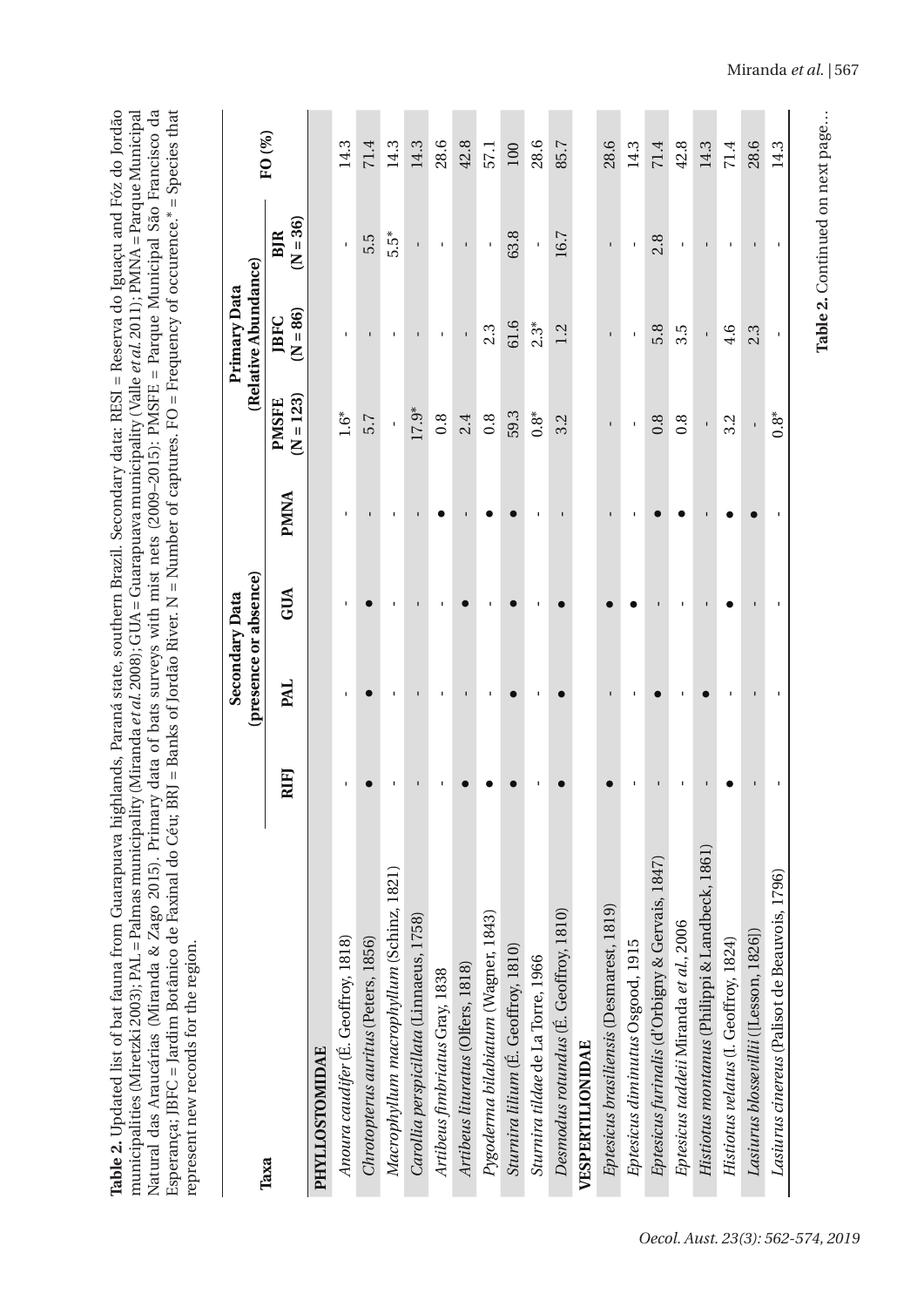**Table 2.** Updated list of bat fauna from Guarapuava highlands, Paraná state, southern Brazil. Secondary data: RESI = Reserva do Iguaçu and Fóz do Jordão municipalities (Miretzki 2003); PAL = Palmas municipality (Miranda *et al.* 2008); GUA = Guarapuava municipality (Valle *et al.* 2011); PMNA = Parque Municipal Natural das Araucárias (Miranda & Zago 2015). Primary data of bats surveys with mist nets (2009–2015): PMSFE = Parque Municipal São Francisco da Esperança; JBFC = Jardim Botânico de Faxinal do Céu; BRJ = Banks of Jordão River. N = Number of captures. FO = Frequency of occurence.* = Species that represent new records for the region.

| Taxa | Secondary Data (presence or absence) | | | | Primary Data (Relative Abundance) | | | FO (%) |
|---|---|---|---|---|---|---|---|---|
| | RIFJ | PAL | GUA | PMNA | PMSFE (N = 123) | JBFC (N = 86) | BJR (N = 36) | |
| **PHYLLOSTOMIDAE** | | | | | | | | |
| *Anoura caudifer* (É. Geoffroy, 1818) | - | - | - | - | 1.6* | - | - | 14.3 |
| *Chrotopterus auritus* (Peters, 1856) | ● | ● | ● | - | 5.7 | - | 5.5 | 71.4 |
| *Macrophyllum macrophyllum* (Schinz, 1821) | - | - | - | - | - | - | 5.5* | 14.3 |
| *Carollia perspicillata* (Linnaeus, 1758) | - | - | - | - | 17.9* | - | - | 14.3 |
| *Artibeus fimbriatus* Gray, 1838 | - | - | - | ● | 0.8 | - | - | 28.6 |
| *Artibeus lituratus* (Olfers, 1818) | ● | - | ● | - | 2.4 | - | - | 42.8 |
| *Pygoderma bilabiatum* (Wagner, 1843) | ● | - | - | ● | 0.8 | 2.3 | - | 57.1 |
| *Sturnira lilium* (É. Geoffroy, 1810) | ● | ● | ● | ● | 59.3 | 61.6 | 63.8 | 100 |
| *Sturnira tildae* de La Torre, 1966 | - | - | - | - | 0.8* | 2.3* | - | 28.6 |
| *Desmodus rotundus* (É. Geoffroy, 1810) | ● | ● | ● | - | 3.2 | 1.2 | 16.7 | 85.7 |
| **VESPERTILIONIDAE** | | | | | | | | |
| *Eptesicus brasiliensis* (Desmarest, 1819) | ● | - | ● | - | - | - | - | 28.6 |
| *Eptesicus diminutus* Osgood, 1915 | - | - | ● | - | - | - | - | 14.3 |
| *Eptesicus furinalis* (d'Orbigny & Gervais, 1847) | - | ● | - | ● | 0.8 | 5.8 | 2.8 | 71.4 |
| *Eptesicus taddeii* Miranda *et al*., 2006 | - | - | - | ● | 0.8 | 3.5 | - | 42.8 |
| *Histiotus montanus* (Philippi & Landbeck, 1861) | - | ● | - | - | - | - | - | 14.3 |
| *Histiotus velatus* (I. Geoffroy, 1824) | ● | - | ● | ● | 3.2 | 4.6 | - | 71.4 |
| *Lasiurus blossevillii* ([Lesson, 1826]) | - | - | - | ● | - | 2.3 | - | 28.6 |
| *Lasiurus cinereus* (Palisot de Beauvois, 1796) | - | - | - | - | 0.8* | - | - | 14.3 |

**Table 2.** Continued on next page...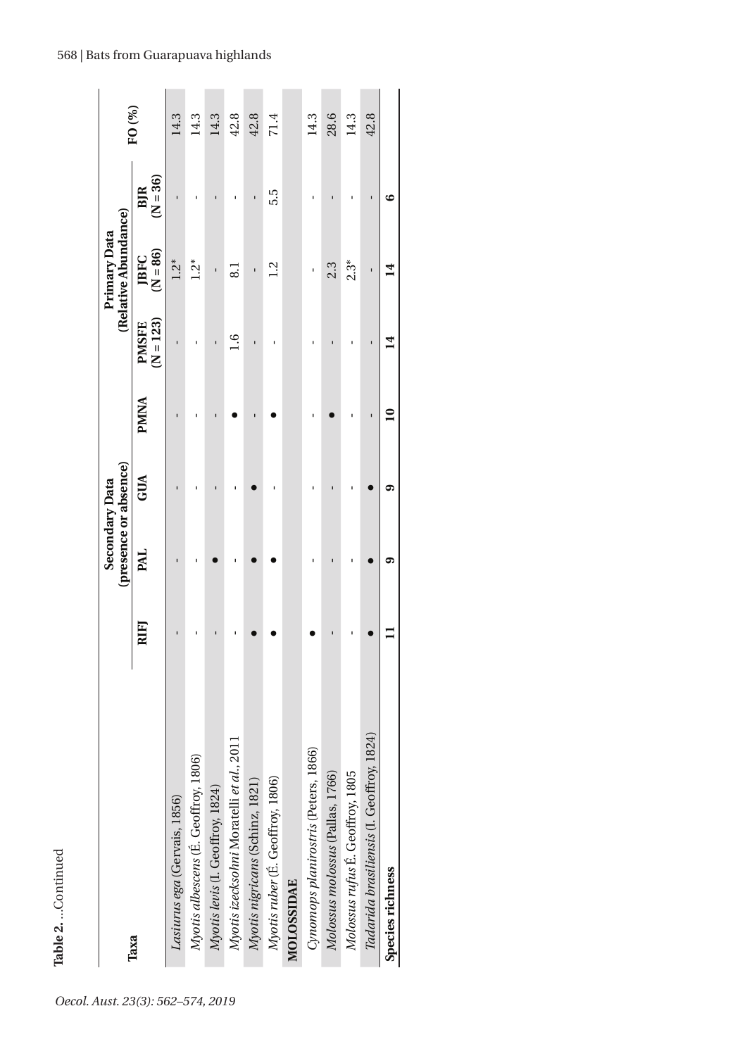**Table 2.** ...Continued

| Taxa | Secondary Data (presence or absence) | | | | Primary Data (Relative Abundance) | | | FO (%) |
|---|---|---|---|---|---|---|---|---|
| | RIFJ | PAL | GUA | PMNA | PMSFE (N = 123) | JBFC (N = 86) | BJR (N = 36) | |
| *Lasiurus ega* (Gervais, 1856) | - | - | - | - | - | 1.2* | - | 14.3 |
| *Myotis albescens* (É. Geoffroy, 1806) | - | - | - | - | - | 1.2* | - | 14.3 |
| *Myotis levis* (I. Geoffroy, 1824) | - | ● | - | - | - | - | - | 14.3 |
| *Myotis izecksohni* Moratelli *et al.*, 2011 | - | - | - | ● | 1.6 | 8.1 | - | 42.8 |
| *Myotis nigricans* (Schinz, 1821) | ● | ● | ● | - | - | - | - | 42.8 |
| *Myotis ruber* (É. Geoffroy, 1806) | ● | ● | - | ● | - | 1.2 | 5.5 | 71.4 |
| **MOLOSSIDAE** | | | | | | | | |
| *Cynomops planirostris* (Peters, 1866) | ● | - | - | - | - | - | - | 14.3 |
| *Molossus molossus* (Pallas, 1766) | - | - | - | ● | - | 2.3 | - | 28.6 |
| *Molossus rufus* É. Geoffroy, 1805 | - | - | - | - | - | 2.3* | - | 14.3 |
| *Tadarida brasiliensis* (I. Geoffroy, 1824) | ● | ● | ● | - | - | - | - | 42.8 |
| **Species richness** | **11** | **9** | **9** | **10** | **14** | **14** | **6** | |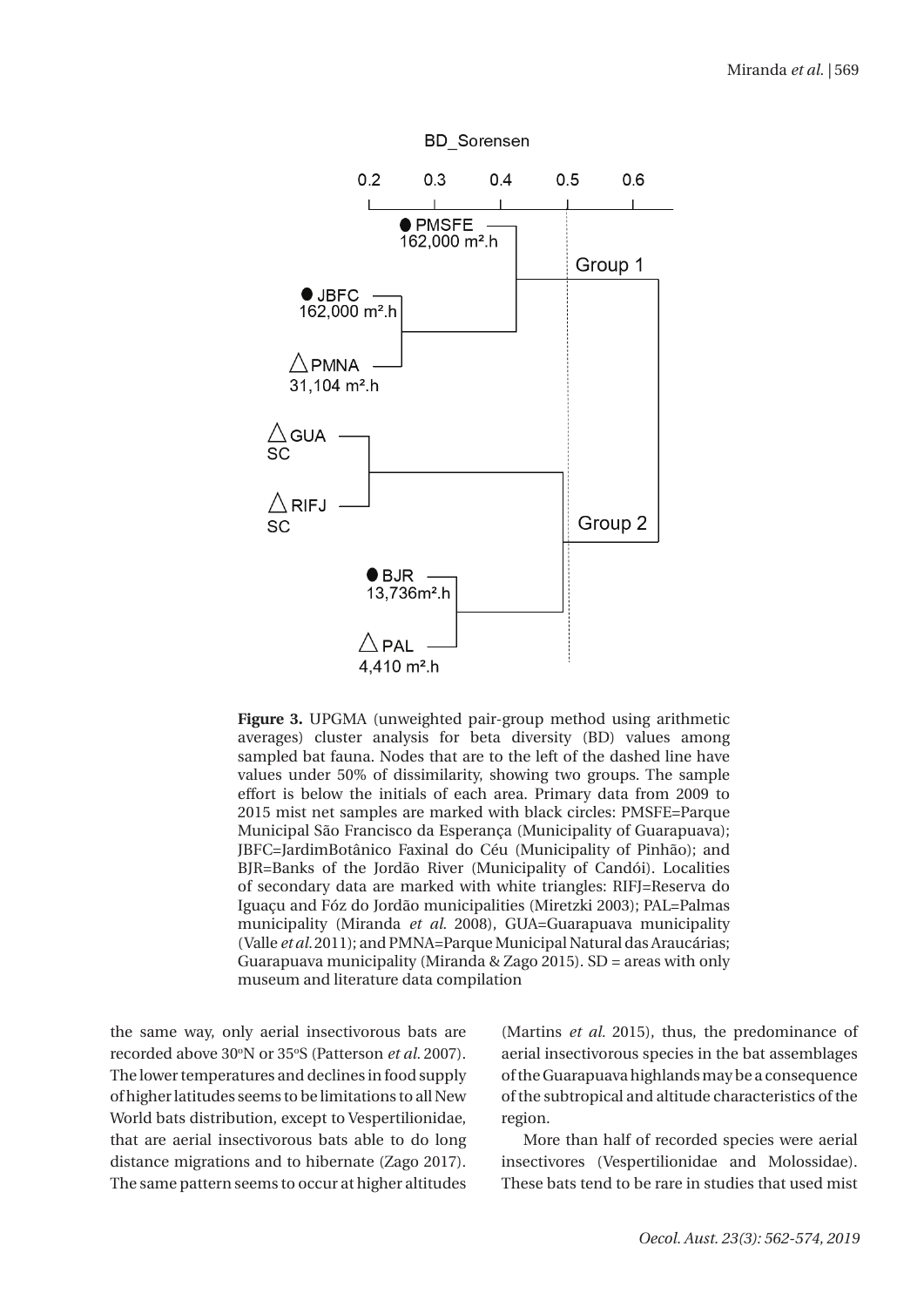**Figure 3.** UPGMA (unweighted pair-group method using arithmetic averages) cluster analysis for beta diversity (BD) values among sampled bat fauna. Nodes that are to the left of the dashed line have values under 50% of dissimilarity, showing two groups. The sample effort is below the initials of each area. Primary data from 2009 to 2015 mist net samples are marked with black circles: PMSFE=Parque Municipal São Francisco da Esperança (Municipality of Guarapuava); JBFC=JardimBotânico Faxinal do Céu (Municipality of Pinhão); and BJR=Banks of the Jordão River (Municipality of Candói). Localities of secondary data are marked with white triangles: RIFJ=Reserva do Iguaçu and Fóz do Jordão municipalities (Miretzki 2003); PAL=Palmas municipality (Miranda *et al.* 2008), GUA=Guarapuava municipality (Valle *et al.* 2011); and PMNA=Parque Municipal Natural das Araucárias; Guarapuava municipality (Miranda & Zago 2015). SD = areas with only museum and literature data compilation

the same way, only aerial insectivorous bats are recorded above 30ºN or 35ºS (Patterson *et al.* 2007). The lower temperatures and declines in food supply of higher latitudes seems to be limitations to all New World bats distribution, except to Vespertilionidae, that are aerial insectivorous bats able to do long distance migrations and to hibernate (Zago 2017). The same pattern seems to occur at higher altitudes (Martins *et al.* 2015), thus, the predominance of aerial insectivorous species in the bat assemblages of the Guarapuava highlands may be a consequence of the subtropical and altitude characteristics of the region.

More than half of recorded species were aerial insectivores (Vespertilionidae and Molossidae). These bats tend to be rare in studies that used mist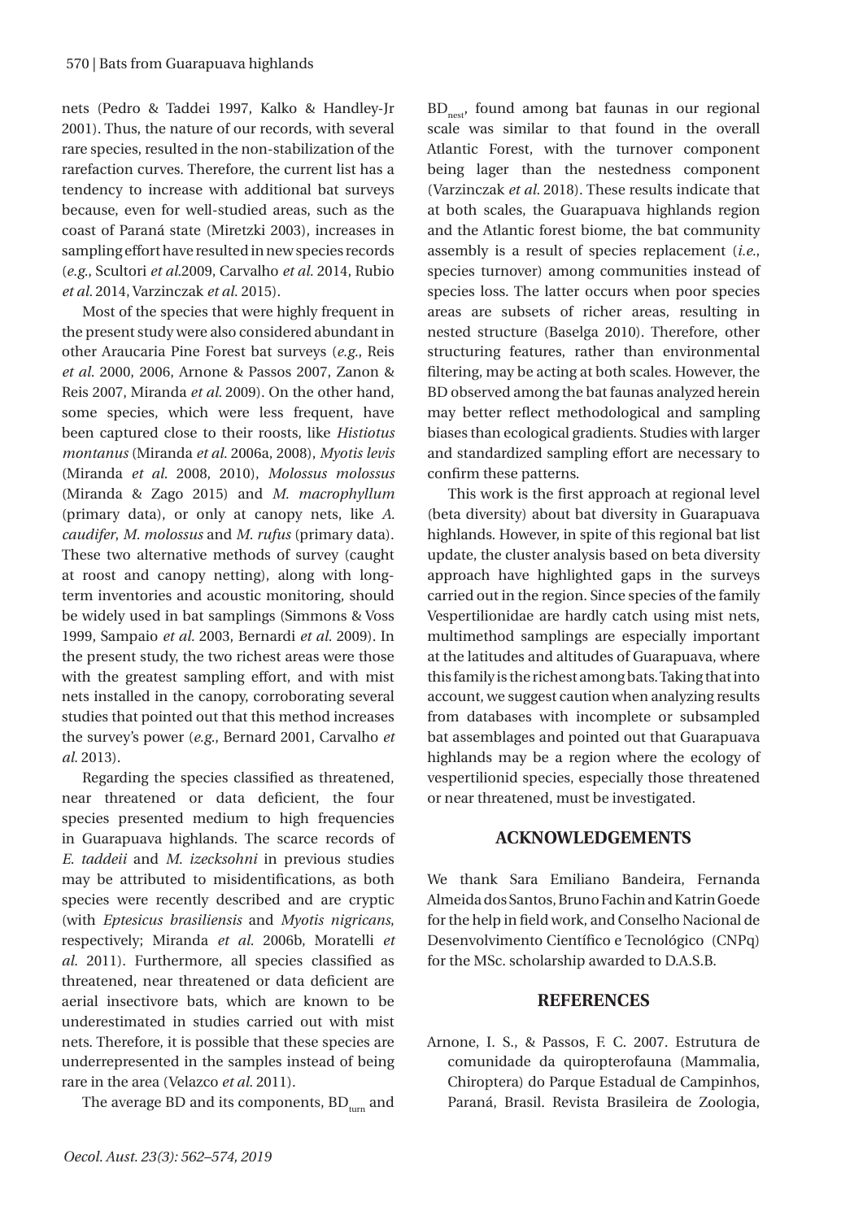nets (Pedro & Taddei 1997, Kalko & Handley-Jr 2001). Thus, the nature of our records, with several rare species, resulted in the non-stabilization of the rarefaction curves. Therefore, the current list has a tendency to increase with additional bat surveys because, even for well-studied areas, such as the coast of Paraná state (Miretzki 2003), increases in sampling effort have resulted in new species records (*e.g.*, Scultori *et al.*2009, Carvalho *et al.* 2014, Rubio *et al.* 2014, Varzinczak *et al.* 2015).

Most of the species that were highly frequent in the present study were also considered abundant in other Araucaria Pine Forest bat surveys (*e.g.*, Reis *et al.* 2000, 2006, Arnone & Passos 2007, Zanon & Reis 2007, Miranda *et al.* 2009). On the other hand, some species, which were less frequent, have been captured close to their roosts, like *Histiotus montanus* (Miranda *et al.* 2006a, 2008), *Myotis levis* (Miranda *et al.* 2008, 2010), *Molossus molossus* (Miranda & Zago 2015) and *M. macrophyllum* (primary data), or only at canopy nets, like *A. caudifer*, *M. molossus* and *M. rufus* (primary data). These two alternative methods of survey (caught at roost and canopy netting), along with long-term inventories and acoustic monitoring, should be widely used in bat samplings (Simmons & Voss 1999, Sampaio *et al.* 2003, Bernardi *et al.* 2009). In the present study, the two richest areas were those with the greatest sampling effort, and with mist nets installed in the canopy, corroborating several studies that pointed out that this method increases the survey's power (*e.g.*, Bernard 2001, Carvalho *et al.* 2013).

Regarding the species classified as threatened, near threatened or data deficient, the four species presented medium to high frequencies in Guarapuava highlands. The scarce records of *E. taddeii* and *M. izecksohni* in previous studies may be attributed to misidentifications, as both species were recently described and are cryptic (with *Eptesicus brasiliensis* and *Myotis nigricans*, respectively; Miranda *et al.* 2006b, Moratelli *et al.* 2011). Furthermore, all species classified as threatened, near threatened or data deficient are aerial insectivore bats, which are known to be underestimated in studies carried out with mist nets. Therefore, it is possible that these species are underrepresented in the samples instead of being rare in the area (Velazco *et al.* 2011).

The average BD and its components, $BD_{turn}$ and $BD_{nest}$, found among bat faunas in our regional scale was similar to that found in the overall Atlantic Forest, with the turnover component being lager than the nestedness component (Varzinczak *et al.* 2018). These results indicate that at both scales, the Guarapuava highlands region and the Atlantic forest biome, the bat community assembly is a result of species replacement (*i.e.*, species turnover) among communities instead of species loss. The latter occurs when poor species areas are subsets of richer areas, resulting in nested structure (Baselga 2010). Therefore, other structuring features, rather than environmental filtering, may be acting at both scales. However, the BD observed among the bat faunas analyzed herein may better reflect methodological and sampling biases than ecological gradients. Studies with larger and standardized sampling effort are necessary to confirm these patterns.

This work is the first approach at regional level (beta diversity) about bat diversity in Guarapuava highlands. However, in spite of this regional bat list update, the cluster analysis based on beta diversity approach have highlighted gaps in the surveys carried out in the region. Since species of the family Vespertilionidae are hardly catch using mist nets, multimethod samplings are especially important at the latitudes and altitudes of Guarapuava, where this family is the richest among bats. Taking that into account, we suggest caution when analyzing results from databases with incomplete or subsampled bat assemblages and pointed out that Guarapuava highlands may be a region where the ecology of vespertilionid species, especially those threatened or near threatened, must be investigated.

## ACKNOWLEDGEMENTS

We thank Sara Emiliano Bandeira, Fernanda Almeida dos Santos, Bruno Fachin and Katrin Goede for the help in field work, and Conselho Nacional de Desenvolvimento Científico e Tecnológico (CNPq) for the MSc. scholarship awarded to D.A.S.B.

## REFERENCES

Arnone, I. S., & Passos, F. C. 2007. Estrutura de comunidade da quiropterofauna (Mammalia, Chiroptera) do Parque Estadual de Campinhos, Paraná, Brasil. Revista Brasileira de Zoologia,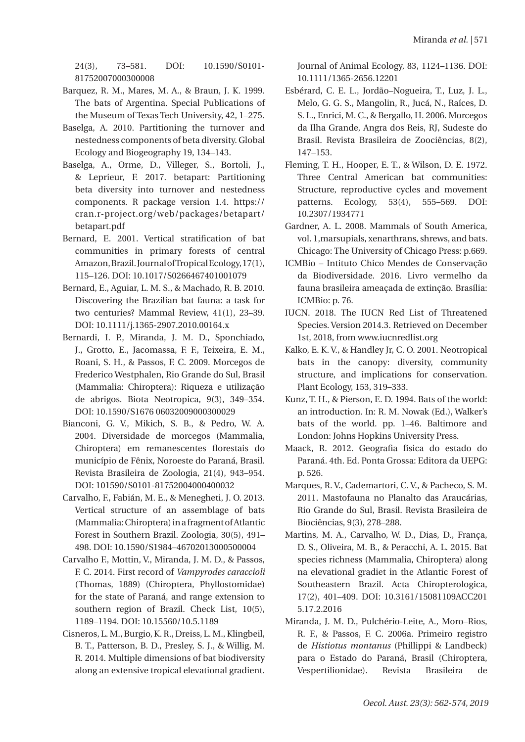24(3), 73–581. DOI: 10.1590/S0101-81752007000300008

Barquez, R. M., Mares, M. A., & Braun, J. K. 1999. The bats of Argentina. Special Publications of the Museum of Texas Tech University, 42, 1–275.

Baselga, A. 2010. Partitioning the turnover and nestedness components of beta diversity. Global Ecology and Biogeography 19, 134–143.

Baselga, A., Orme, D., Villeger, S., Bortoli, J., & Leprieur, F. 2017. betapart: Partitioning beta diversity into turnover and nestedness components. R package version 1.4. https://cran.r-project.org/web/packages/betapart/betapart.pdf

Bernard, E. 2001. Vertical stratification of bat communities in primary forests of central Amazon, Brazil. Journal of Tropical Ecology, 17(1), 115–126. DOI: 10.1017/S0266467401001079

Bernard, E., Aguiar, L. M. S., & Machado, R. B. 2010. Discovering the Brazilian bat fauna: a task for two centuries? Mammal Review, 41(1), 23–39. DOI: 10.1111/j.1365-2907.2010.00164.x

Bernardi, I. P., Miranda, J. M. D., Sponchiado, J., Grotto, E., Jacomassa, F. F., Teixeira, E. M., Roani, S. H., & Passos, F. C. 2009. Morcegos de Frederico Westphalen, Rio Grande do Sul, Brasil (Mammalia: Chiroptera): Riqueza e utilização de abrigos. Biota Neotropica, 9(3), 349–354. DOI: 10.1590/S1676 06032009000300029

Bianconi, G. V., Mikich, S. B., & Pedro, W. A. 2004. Diversidade de morcegos (Mammalia, Chiroptera) em remanescentes florestais do município de Fênix, Noroeste do Paraná, Brasil. Revista Brasileira de Zoologia, 21(4), 943–954. DOI: 101590/S0101-81752004000400032

Carvalho, F., Fabián, M. E., & Menegheti, J. O. 2013. Vertical structure of an assemblage of bats (Mammalia: Chiroptera) in a fragment of Atlantic Forest in Southern Brazil. Zoologia, 30(5), 491–498. DOI: 10.1590/S1984–46702013000500004

Carvalho F., Mottin, V., Miranda, J. M. D., & Passos, F. C. 2014. First record of *Vampyrodes caraccioli* (Thomas, 1889) (Chiroptera, Phyllostomidae) for the state of Paraná, and range extension to southern region of Brazil. Check List, 10(5), 1189–1194. DOI: 10.15560/10.5.1189

Cisneros, L. M., Burgio, K. R., Dreiss, L. M., Klingbeil, B. T., Patterson, B. D., Presley, S. J., & Willig, M. R. 2014. Multiple dimensions of bat biodiversity along an extensive tropical elevational gradient. Journal of Animal Ecology, 83, 1124–1136. DOI: 10.1111/1365-2656.12201

Esbérard, C. E. L., Jordão–Nogueira, T., Luz, J. L., Melo, G. G. S., Mangolin, R., Jucá, N., Raíces, D. S. L., Enrici, M. C., & Bergallo, H. 2006. Morcegos da Ilha Grande, Angra dos Reis, RJ, Sudeste do Brasil. Revista Brasileira de Zoociências, 8(2), 147–153.

Fleming, T. H., Hooper, E. T., & Wilson, D. E. 1972. Three Central American bat communities: Structure, reproductive cycles and movement patterns. Ecology, 53(4), 555–569. DOI: 10.2307/1934771

Gardner, A. L. 2008. Mammals of South America, vol. 1,marsupials, xenarthrans, shrews, and bats. Chicago: The University of Chicago Press: p.669.

ICMBio – Intituto Chico Mendes de Conservação da Biodiversidade. 2016. Livro vermelho da fauna brasileira ameaçada de extinção. Brasília: ICMBio: p. 76.

IUCN. 2018. The IUCN Red List of Threatened Species. Version 2014.3. Retrieved on December 1st, 2018, from www.iucnredlist.org

Kalko, E. K. V., & Handley Jr, C. O. 2001. Neotropical bats in the canopy: diversity, community structure, and implications for conservation. Plant Ecology, 153, 319–333.

Kunz, T. H., & Pierson, E. D. 1994. Bats of the world: an introduction. In: R. M. Nowak (Ed.), Walker's bats of the world. pp. 1–46. Baltimore and London: Johns Hopkins University Press.

Maack, R. 2012. Geografia física do estado do Paraná. 4th. Ed. Ponta Grossa: Editora da UEPG: p. 526.

Marques, R. V., Cademartori, C. V., & Pacheco, S. M. 2011. Mastofauna no Planalto das Araucárias, Rio Grande do Sul, Brasil. Revista Brasileira de Biociências, 9(3), 278–288.

Martins, M. A., Carvalho, W. D., Dias, D., França, D. S., Oliveira, M. B., & Peracchi, A. L. 2015. Bat species richness (Mammalia, Chiroptera) along na elevational gradiet in the Atlantic Forest of Southeastern Brazil. Acta Chiropterologica, 17(2), 401–409. DOI: 10.3161/15081109ACC2015.17.2.2016

Miranda, J. M. D., Pulchério-Leite, A., Moro–Rios, R. F., & Passos, F. C. 2006a. Primeiro registro de *Histiotus montanus* (Phillippi & Landbeck) para o Estado do Paraná, Brasil (Chiroptera, Vespertilionidae). Revista Brasileira de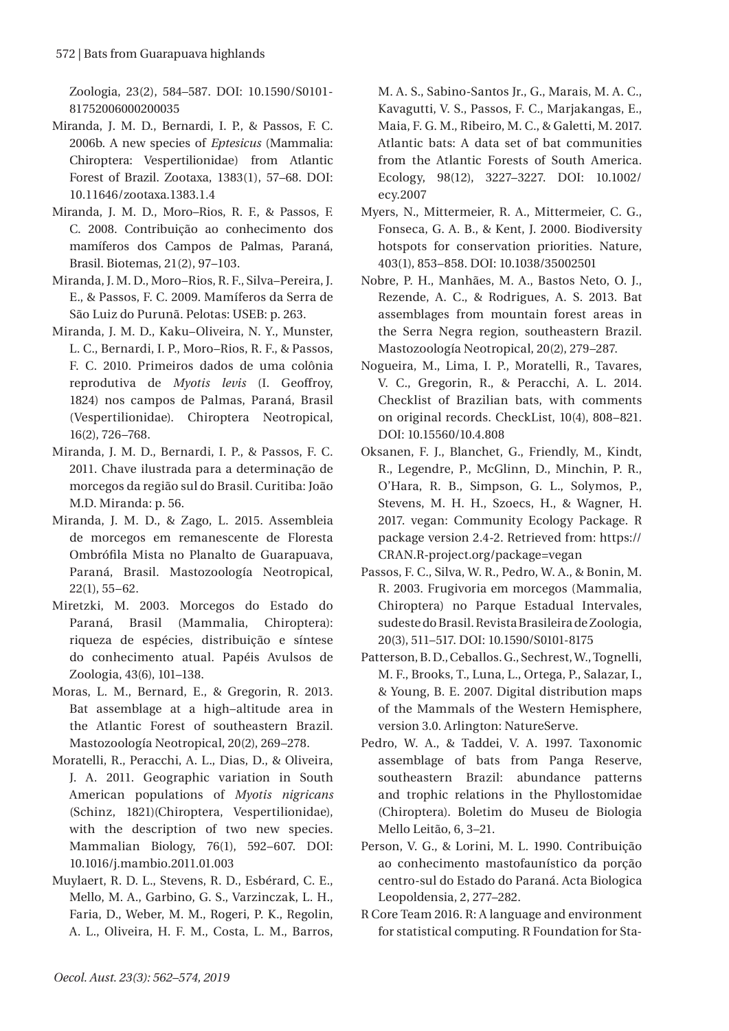Zoologia, 23(2), 584–587. DOI: 10.1590/S0101-81752006000200035

Miranda, J. M. D., Bernardi, I. P., & Passos, F. C. 2006b. A new species of *Eptesicus* (Mammalia: Chiroptera: Vespertilionidae) from Atlantic Forest of Brazil. Zootaxa, 1383(1), 57–68. DOI: 10.11646/zootaxa.1383.1.4

Miranda, J. M. D., Moro–Rios, R. F., & Passos, F. C. 2008. Contribuição ao conhecimento dos mamíferos dos Campos de Palmas, Paraná, Brasil. Biotemas, 21(2), 97–103.

Miranda, J. M. D., Moro–Rios, R. F., Silva–Pereira, J. E., & Passos, F. C. 2009. Mamíferos da Serra de São Luiz do Purunã. Pelotas: USEB: p. 263.

Miranda, J. M. D., Kaku–Oliveira, N. Y., Munster, L. C., Bernardi, I. P., Moro–Rios, R. F., & Passos, F. C. 2010. Primeiros dados de uma colônia reprodutiva de *Myotis levis* (I. Geoffroy, 1824) nos campos de Palmas, Paraná, Brasil (Vespertilionidae). Chiroptera Neotropical, 16(2), 726–768.

Miranda, J. M. D., Bernardi, I. P., & Passos, F. C. 2011. Chave ilustrada para a determinação de morcegos da região sul do Brasil. Curitiba: João M.D. Miranda: p. 56.

Miranda, J. M. D., & Zago, L. 2015. Assembleia de morcegos em remanescente de Floresta Ombrófila Mista no Planalto de Guarapuava, Paraná, Brasil. Mastozoología Neotropical, 22(1), 55–62.

Miretzki, M. 2003. Morcegos do Estado do Paraná, Brasil (Mammalia, Chiroptera): riqueza de espécies, distribuição e síntese do conhecimento atual. Papéis Avulsos de Zoologia, 43(6), 101–138.

Moras, L. M., Bernard, E., & Gregorin, R. 2013. Bat assemblage at a high–altitude area in the Atlantic Forest of southeastern Brazil. Mastozoología Neotropical, 20(2), 269–278.

Moratelli, R., Peracchi, A. L., Dias, D., & Oliveira, J. A. 2011. Geographic variation in South American populations of *Myotis nigricans* (Schinz, 1821)(Chiroptera, Vespertilionidae), with the description of two new species. Mammalian Biology, 76(1), 592–607. DOI: 10.1016/j.mambio.2011.01.003

Muylaert, R. D. L., Stevens, R. D., Esbérard, C. E., Mello, M. A., Garbino, G. S., Varzinczak, L. H., Faria, D., Weber, M. M., Rogeri, P. K., Regolin, A. L., Oliveira, H. F. M., Costa, L. M., Barros, M. A. S., Sabino-Santos Jr., G., Marais, M. A. C., Kavagutti, V. S., Passos, F. C., Marjakangas, E., Maia, F. G. M., Ribeiro, M. C., & Galetti, M. 2017. Atlantic bats: A data set of bat communities from the Atlantic Forests of South America. Ecology, 98(12), 3227–3227. DOI: 10.1002/ecy.2007

Myers, N., Mittermeier, R. A., Mittermeier, C. G., Fonseca, G. A. B., & Kent, J. 2000. Biodiversity hotspots for conservation priorities. Nature, 403(1), 853–858. DOI: 10.1038/35002501

Nobre, P. H., Manhães, M. A., Bastos Neto, O. J., Rezende, A. C., & Rodrigues, A. S. 2013. Bat assemblages from mountain forest areas in the Serra Negra region, southeastern Brazil. Mastozoología Neotropical, 20(2), 279–287.

Nogueira, M., Lima, I. P., Moratelli, R., Tavares, V. C., Gregorin, R., & Peracchi, A. L. 2014. Checklist of Brazilian bats, with comments on original records. CheckList, 10(4), 808–821. DOI: 10.15560/10.4.808

Oksanen, F. J., Blanchet, G., Friendly, M., Kindt, R., Legendre, P., McGlinn, D., Minchin, P. R., O'Hara, R. B., Simpson, G. L., Solymos, P., Stevens, M. H. H., Szoecs, H., & Wagner, H. 2017. vegan: Community Ecology Package. R package version 2.4-2. Retrieved from: https://CRAN.R-project.org/package=vegan

Passos, F. C., Silva, W. R., Pedro, W. A., & Bonin, M. R. 2003. Frugivoria em morcegos (Mammalia, Chiroptera) no Parque Estadual Intervales, sudeste do Brasil. Revista Brasileira de Zoologia, 20(3), 511–517. DOI: 10.1590/S0101-8175

Patterson, B. D., Ceballos. G., Sechrest, W., Tognelli, M. F., Brooks, T., Luna, L., Ortega, P., Salazar, I., & Young, B. E. 2007. Digital distribution maps of the Mammals of the Western Hemisphere, version 3.0. Arlington: NatureServe.

Pedro, W. A., & Taddei, V. A. 1997. Taxonomic assemblage of bats from Panga Reserve, southeastern Brazil: abundance patterns and trophic relations in the Phyllostomidae (Chiroptera). Boletim do Museu de Biologia Mello Leitão, 6, 3–21.

Person, V. G., & Lorini, M. L. 1990. Contribuição ao conhecimento mastofaunístico da porção centro-sul do Estado do Paraná. Acta Biologica Leopoldensia, 2, 277–282.

R Core Team 2016. R: A language and environment for statistical computing. R Foundation for Sta-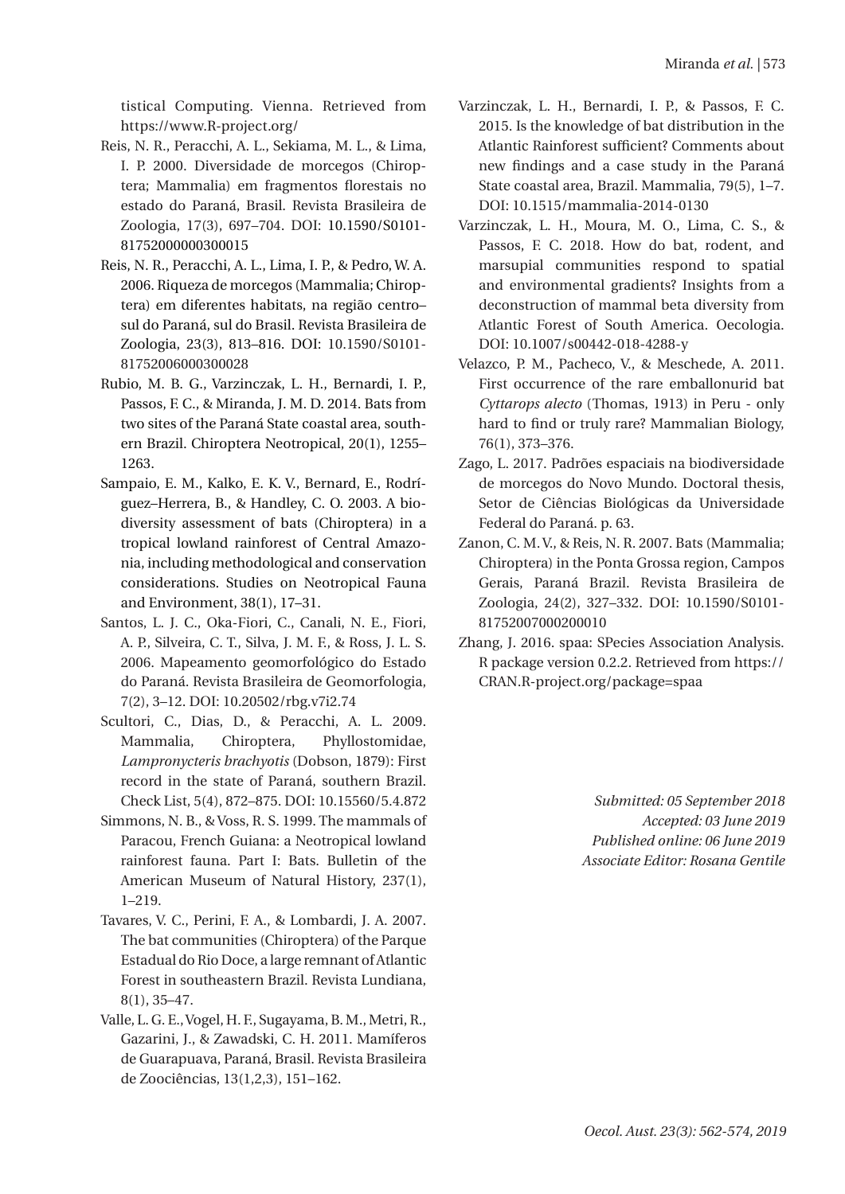tistical Computing. Vienna. Retrieved from https://www.R-project.org/

Reis, N. R., Peracchi, A. L., Sekiama, M. L., & Lima, I. P. 2000. Diversidade de morcegos (Chiroptera; Mammalia) em fragmentos florestais no estado do Paraná, Brasil. Revista Brasileira de Zoologia, 17(3), 697–704. DOI: 10.1590/S0101-81752000000300015

Reis, N. R., Peracchi, A. L., Lima, I. P., & Pedro, W. A. 2006. Riqueza de morcegos (Mammalia; Chiroptera) em diferentes habitats, na região centro–sul do Paraná, sul do Brasil. Revista Brasileira de Zoologia, 23(3), 813–816. DOI: 10.1590/S0101-81752006000300028

Rubio, M. B. G., Varzinczak, L. H., Bernardi, I. P., Passos, F. C., & Miranda, J. M. D. 2014. Bats from two sites of the Paraná State coastal area, southern Brazil. Chiroptera Neotropical, 20(1), 1255–1263.

Sampaio, E. M., Kalko, E. K. V., Bernard, E., Rodríguez–Herrera, B., & Handley, C. O. 2003. A biodiversity assessment of bats (Chiroptera) in a tropical lowland rainforest of Central Amazonia, including methodological and conservation considerations. Studies on Neotropical Fauna and Environment, 38(1), 17–31.

Santos, L. J. C., Oka-Fiori, C., Canali, N. E., Fiori, A. P., Silveira, C. T., Silva, J. M. F., & Ross, J. L. S. 2006. Mapeamento geomorfológico do Estado do Paraná. Revista Brasileira de Geomorfologia, 7(2), 3–12. DOI: 10.20502/rbg.v7i2.74

Scultori, C., Dias, D., & Peracchi, A. L. 2009. Mammalia, Chiroptera, Phyllostomidae, *Lampronycteris brachyotis* (Dobson, 1879): First record in the state of Paraná, southern Brazil. Check List, 5(4), 872–875. DOI: 10.15560/5.4.872

Simmons, N. B., & Voss, R. S. 1999. The mammals of Paracou, French Guiana: a Neotropical lowland rainforest fauna. Part I: Bats. Bulletin of the American Museum of Natural History, 237(1), 1–219.

Tavares, V. C., Perini, F. A., & Lombardi, J. A. 2007. The bat communities (Chiroptera) of the Parque Estadual do Rio Doce, a large remnant of Atlantic Forest in southeastern Brazil. Revista Lundiana, 8(1), 35–47.

Valle, L. G. E., Vogel, H. F., Sugayama, B. M., Metri, R., Gazarini, J., & Zawadski, C. H. 2011. Mamíferos de Guarapuava, Paraná, Brasil. Revista Brasileira de Zoociências, 13(1,2,3), 151–162.

Varzinczak, L. H., Bernardi, I. P., & Passos, F. C. 2015. Is the knowledge of bat distribution in the Atlantic Rainforest sufficient? Comments about new findings and a case study in the Paraná State coastal area, Brazil. Mammalia, 79(5), 1–7. DOI: 10.1515/mammalia-2014-0130

Varzinczak, L. H., Moura, M. O., Lima, C. S., & Passos, F. C. 2018. How do bat, rodent, and marsupial communities respond to spatial and environmental gradients? Insights from a deconstruction of mammal beta diversity from Atlantic Forest of South America. Oecologia. DOI: 10.1007/s00442-018-4288-y

Velazco, P. M., Pacheco, V., & Meschede, A. 2011. First occurrence of the rare emballonurid bat *Cyttarops alecto* (Thomas, 1913) in Peru - only hard to find or truly rare? Mammalian Biology, 76(1), 373–376.

Zago, L. 2017. Padrões espaciais na biodiversidade de morcegos do Novo Mundo. Doctoral thesis, Setor de Ciências Biológicas da Universidade Federal do Paraná. p. 63.

Zanon, C. M. V., & Reis, N. R. 2007. Bats (Mammalia; Chiroptera) in the Ponta Grossa region, Campos Gerais, Paraná Brazil. Revista Brasileira de Zoologia, 24(2), 327–332. DOI: 10.1590/S0101-81752007000200010

Zhang, J. 2016. spaa: SPecies Association Analysis. R package version 0.2.2. Retrieved from https://CRAN.R-project.org/package=spaa

*Submitted: 05 September 2018*
*Accepted: 03 June 2019*
*Published online: 06 June 2019*
*Associate Editor: Rosana Gentile*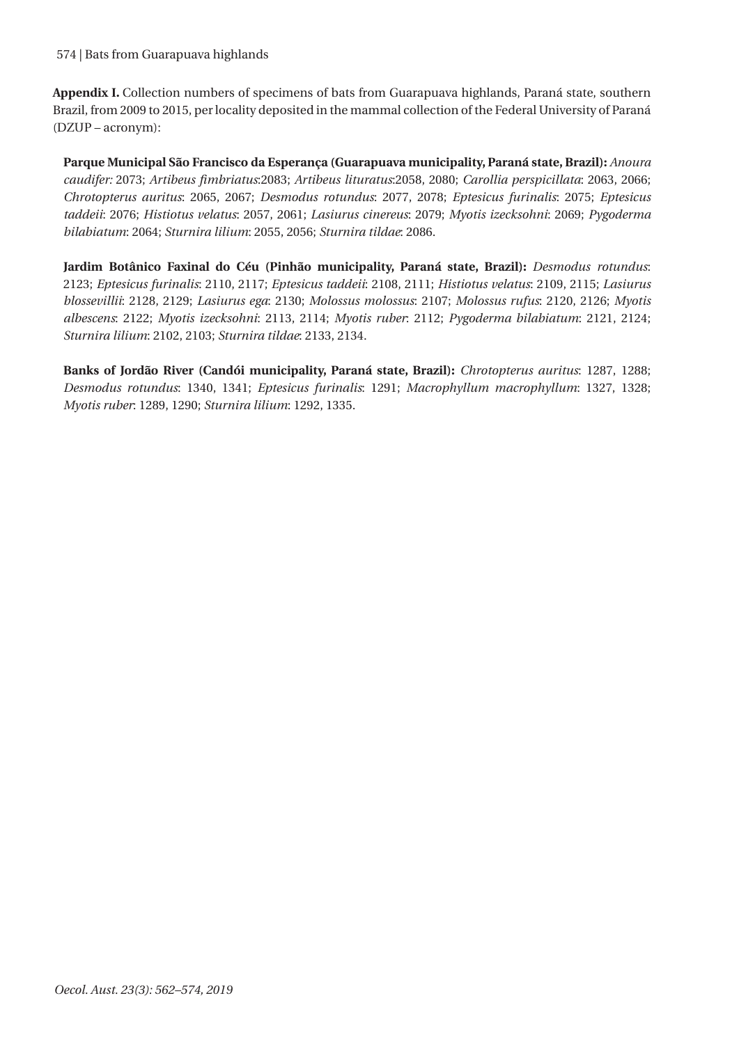**Appendix I.** Collection numbers of specimens of bats from Guarapuava highlands, Paraná state, southern Brazil, from 2009 to 2015, per locality deposited in the mammal collection of the Federal University of Paraná (DZUP – acronym):

**Parque Municipal São Francisco da Esperança (Guarapuava municipality, Paraná state, Brazil):** *Anoura caudifer:* 2073; *Artibeus fimbriatus*:2083; *Artibeus lituratus*:2058, 2080; *Carollia perspicillata*: 2063, 2066; *Chrotopterus auritus*: 2065, 2067; *Desmodus rotundus*: 2077, 2078; *Eptesicus furinalis*: 2075; *Eptesicus taddeii*: 2076; *Histiotus velatus*: 2057, 2061; *Lasiurus cinereus*: 2079; *Myotis izecksohni*: 2069; *Pygoderma bilabiatum*: 2064; *Sturnira lilium*: 2055, 2056; *Sturnira tildae*: 2086.

**Jardim Botânico Faxinal do Céu (Pinhão municipality, Paraná state, Brazil):** *Desmodus rotundus*: 2123; *Eptesicus furinalis*: 2110, 2117; *Eptesicus taddeii*: 2108, 2111; *Histiotus velatus*: 2109, 2115; *Lasiurus blossevillii*: 2128, 2129; *Lasiurus ega*: 2130; *Molossus molossus*: 2107; *Molossus rufus*: 2120, 2126; *Myotis albescens*: 2122; *Myotis izecksohni*: 2113, 2114; *Myotis ruber*: 2112; *Pygoderma bilabiatum*: 2121, 2124; *Sturnira lilium*: 2102, 2103; *Sturnira tildae*: 2133, 2134.

**Banks of Jordão River (Candói municipality, Paraná state, Brazil):** *Chrotopterus auritus*: 1287, 1288; *Desmodus rotundus*: 1340, 1341; *Eptesicus furinalis*: 1291; *Macrophyllum macrophyllum*: 1327, 1328; *Myotis ruber*: 1289, 1290; *Sturnira lilium*: 1292, 1335.